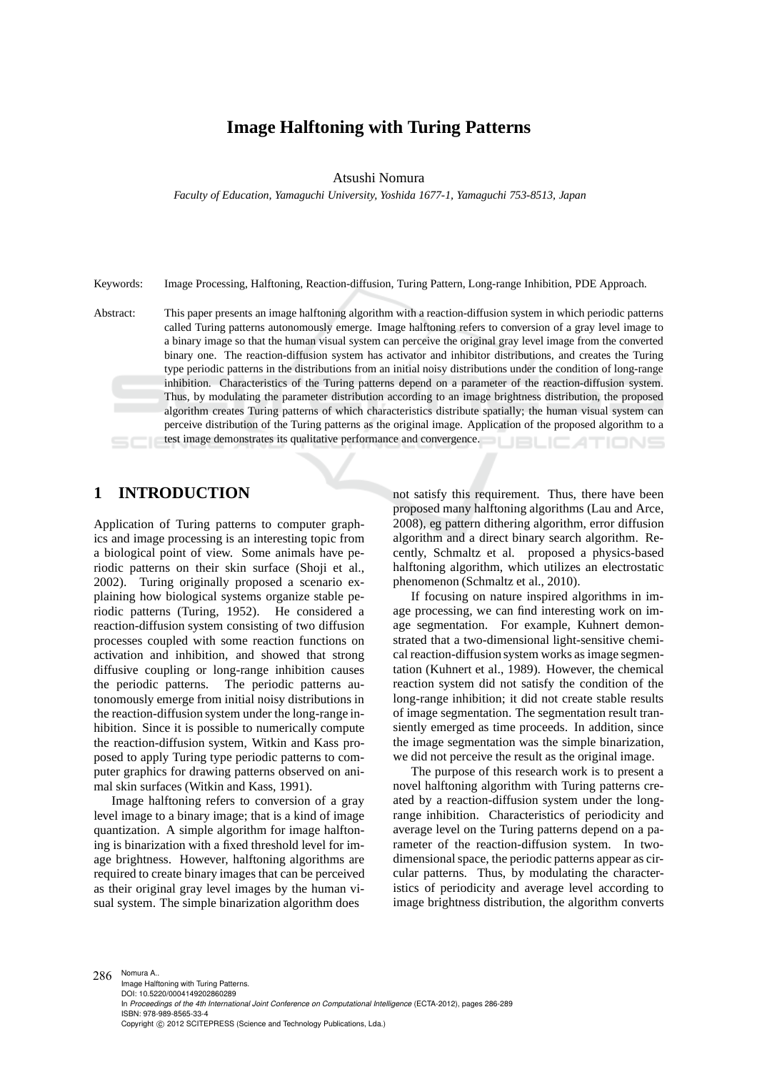# Image Halftoning with Turing Patterns

Atsushi Nomura

*Faculty of Education, Yamaguchi University, Yoshida 1677-1, Yamaguchi 753-8513, Japan*

Keywords: Image Processing, Halftoning, Reaction-diffusion, Turing Pattern, Long-range Inhibition, PDE Approach.

Abstract: This paper presents an image halftoning algorithm with a reaction-diffusion system in which periodic patterns called Turing patterns autonomously emerge. Image halftoning refers to conversion of a gray level image to a binary image so that the human visual system can perceive the original gray level image from the converted binary one. The reaction-diffusion system has activator and inhibitor distributions, and creates the Turing type periodic patterns in the distributions from an initial noisy distributions under the condition of long-range inhibition. Characteristics of the Turing patterns depend on a parameter of the reaction-diffusion system. Thus, by modulating the parameter distribution according to an image brightness distribution, the proposed algorithm creates Turing patterns of which characteristics distribute spatially; the human visual system can perceive distribution of the Turing patterns as the original image. Application of the proposed algorithm to a test image demonstrates its qualitative performance and convergence.

## 1 INTRODUCTION

Application of Turing patterns to computer graphics and image processing is an interesting topic from a biological point of view. Some animals have periodic patterns on their skin surface (Shoji et al., 2002). Turing originally proposed a scenario explaining how biological systems organize stable periodic patterns (Turing, 1952). He considered a reaction-diffusion system consisting of two diffusion processes coupled with some reaction functions on activation and inhibition, and showed that strong diffusive coupling or long-range inhibition causes the periodic patterns. The periodic patterns autonomously emerge from initial noisy distributions in the reaction-diffusion system under the long-range inhibition. Since it is possible to numerically compute the reaction-diffusion system, Witkin and Kass proposed to apply Turing type periodic patterns to computer graphics for drawing patterns observed on animal skin surfaces (Witkin and Kass, 1991).

Image halftoning refers to conversion of a gray level image to a binary image; that is a kind of image quantization. A simple algorithm for image halftoning is binarization with a fixed threshold level for image brightness. However, halftoning algorithms are required to create binary images that can be perceived as their original gray level images by the human visual system. The simple binarization algorithm does not satisfy this requirement. Thus, there have been proposed many halftoning algorithms (Lau and Arce, 2008), eg pattern dithering algorithm, error diffusion algorithm and a direct binary search algorithm. Recently, Schmaltz et al. proposed a physics-based halftoning algorithm, which utilizes an electrostatic phenomenon (Schmaltz et al., 2010).

If focusing on nature inspired algorithms in image processing, we can find interesting work on image segmentation. For example, Kuhnert demonstrated that a two-dimensional light-sensitive chemical reaction-diffusion system works as image segmentation (Kuhnert et al., 1989). However, the chemical reaction system did not satisfy the condition of the long-range inhibition; it did not create stable results of image segmentation. The segmentation result transiently emerged as time proceeds. In addition, since the image segmentation was the simple binarization, we did not perceive the result as the original image.

The purpose of this research work is to present a novel halftoning algorithm with Turing patterns created by a reaction-diffusion system under the long-range inhibition. Characteristics of periodicity and average level on the Turing patterns depend on a parameter of the reaction-diffusion system. In two-dimensional space, the periodic patterns appear as circular patterns. Thus, by modulating the characteristics of periodicity and average level according to image brightness distribution, the algorithm converts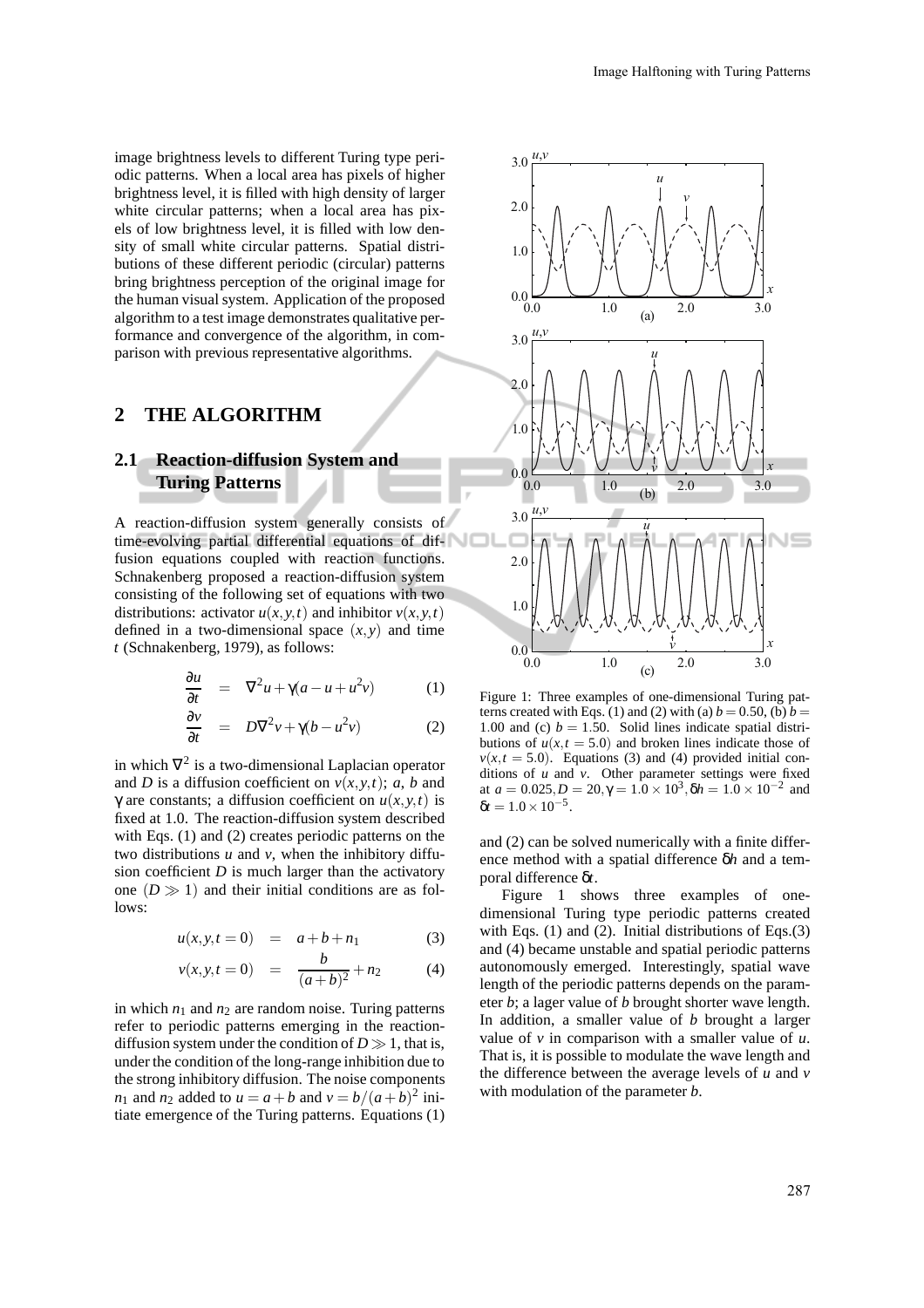image brightness levels to different Turing type periodic patterns. When a local area has pixels of higher brightness level, it is filled with high density of larger white circular patterns; when a local area has pixels of low brightness level, it is filled with low density of small white circular patterns. Spatial distributions of these different periodic (circular) patterns bring brightness perception of the original image for the human visual system. Application of the proposed algorithm to a test image demonstrates qualitative performance and convergence of the algorithm, in comparison with previous representative algorithms.

## 2 THE ALGORITHM

### 2.1 Reaction-diffusion System and Turing Patterns

A reaction-diffusion system generally consists of time-evolving partial differential equations of diffusion equations coupled with reaction functions. Schnakenberg proposed a reaction-diffusion system consisting of the following set of equations with two distributions: activator $u(x,y,t)$ and inhibitor $v(x,y,t)$ defined in a two-dimensional space $(x,y)$ and time $t$ (Schnakenberg, 1979), as follows:

$$\frac{\partial u}{\partial t} = \nabla^2 u + \gamma(a - u + u^2 v) \tag{1}$$

$$\frac{\partial v}{\partial t} = D\nabla^2 v + \gamma(b - u^2 v) \tag{2}$$

in which $\nabla^2$ is a two-dimensional Laplacian operator and $D$ is a diffusion coefficient on $v(x,y,t)$; $a$, $b$ and $\gamma$ are constants; a diffusion coefficient on $u(x,y,t)$ is fixed at 1.0. The reaction-diffusion system described with Eqs. (1) and (2) creates periodic patterns on the two distributions $u$ and $v$, when the inhibitory diffusion coefficient $D$ is much larger than the activatory one $(D \gg 1)$ and their initial conditions are as follows:

$$u(x,y,t=0) = a + b + n_1 \tag{3}$$

$$v(x,y,t=0) = \frac{b}{(a+b)^2} + n_2 \tag{4}$$

in which $n_1$ and $n_2$ are random noise. Turing patterns refer to periodic patterns emerging in the reaction-diffusion system under the condition of $D \gg 1$, that is, under the condition of the long-range inhibition due to the strong inhibitory diffusion. The noise components $n_1$ and $n_2$ added to $u = a + b$ and $v = b/(a+b)^2$ initiate emergence of the Turing patterns. Equations (1) and (2) can be solved numerically with a finite difference method with a spatial difference $\delta h$ and a temporal difference $\delta t$.

Figure 1: Three examples of one-dimensional Turing patterns created with Eqs. (1) and (2) with (a) $b = 0.50$, (b) $b = 1.00$ and (c) $b = 1.50$. Solid lines indicate spatial distributions of $u(x,t=5.0)$ and broken lines indicate those of $v(x,t=5.0)$. Equations (3) and (4) provided initial conditions of $u$ and $v$. Other parameter settings were fixed at $a = 0.025, D = 20, \gamma = 1.0 \times 10^3, \delta h = 1.0 \times 10^{-2}$ and $\delta t = 1.0 \times 10^{-5}$.

Figure 1 shows three examples of one-dimensional Turing type periodic patterns created with Eqs. (1) and (2). Initial distributions of Eqs.(3) and (4) became unstable and spatial periodic patterns autonomously emerged. Interestingly, spatial wave length of the periodic patterns depends on the parameter $b$; a lager value of $b$ brought shorter wave length. In addition, a smaller value of $b$ brought a larger value of $v$ in comparison with a smaller value of $u$. That is, it is possible to modulate the wave length and the difference between the average levels of $u$ and $v$ with modulation of the parameter $b$.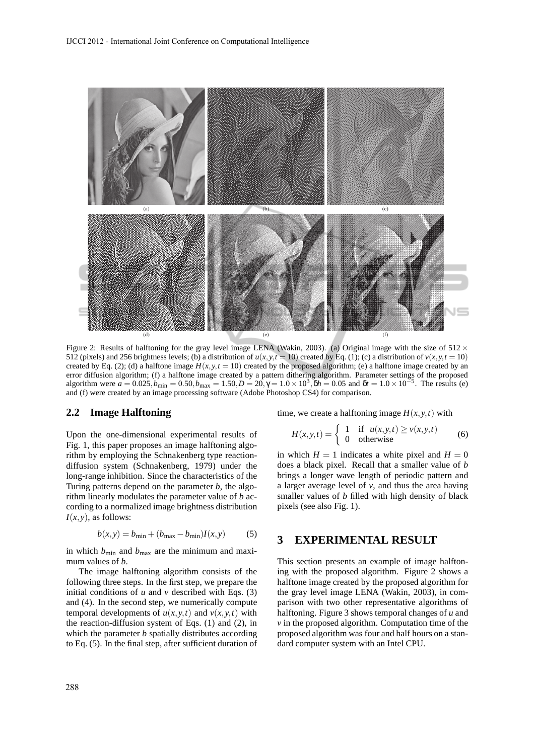(a) (b) (c)

(d) (e) (f)

Figure 2: Results of halftoning for the gray level image LENA (Wakin, 2003). (a) Original image with the size of $512 \times 512$ (pixels) and 256 brightness levels; (b) a distribution of $u(x,y,t=10)$ created by Eq. (1); (c) a distribution of $v(x,y,t=10)$ created by Eq. (2); (d) a halftone image $H(x,y,t=10)$ created by the proposed algorithm; (e) a halftone image created by an error diffusion algorithm; (f) a halftone image created by a pattern dithering algorithm. Parameter settings of the proposed algorithm were $a = 0.025, b_{\min} = 0.50, b_{\max} = 1.50, D = 20, \gamma = 1.0 \times 10^3, \delta h = 0.05$ and $\delta t = 1.0 \times 10^{-5}$. The results (e) and (f) were created by an image processing software (Adobe Photoshop CS4) for comparison.

## 2.2 Image Halftoning

Upon the one-dimensional experimental results of Fig. 1, this paper proposes an image halftoning algorithm by employing the Schnakenberg type reaction-diffusion system (Schnakenberg, 1979) under the long-range inhibition. Since the characteristics of the Turing patterns depend on the parameter $b$, the algorithm linearly modulates the parameter value of $b$ according to a normalized image brightness distribution $I(x,y)$, as follows:

$$b(x,y) = b_{\min} + (b_{\max} - b_{\min}) I(x,y) \qquad (5)$$

in which $b_{\min}$ and $b_{\max}$ are the minimum and maximum values of $b$.

The image halftoning algorithm consists of the following three steps. In the first step, we prepare the initial conditions of $u$ and $v$ described with Eqs. (3) and (4). In the second step, we numerically compute temporal developments of $u(x,y,t)$ and $v(x,y,t)$ with the reaction-diffusion system of Eqs. (1) and (2), in which the parameter $b$ spatially distributes according to Eq. (5). In the final step, after sufficient duration of time, we create a halftoning image $H(x,y,t)$ with

$$H(x,y,t) = \begin{cases} 1 & \text{if } u(x,y,t) \geq v(x,y,t) \\ 0 & \text{otherwise} \end{cases} \qquad (6)$$

in which $H = 1$ indicates a white pixel and $H = 0$ does a black pixel. Recall that a smaller value of $b$ brings a longer wave length of periodic pattern and a larger average level of $v$, and thus the area having smaller values of $b$ filled with high density of black pixels (see also Fig. 1).

## 3 EXPERIMENTAL RESULT

This section presents an example of image halftoning with the proposed algorithm. Figure 2 shows a halftone image created by the proposed algorithm for the gray level image LENA (Wakin, 2003), in comparison with two other representative algorithms of halftoning. Figure 3 shows temporal changes of $u$ and $v$ in the proposed algorithm. Computation time of the proposed algorithm was four and half hours on a standard computer system with an Intel CPU.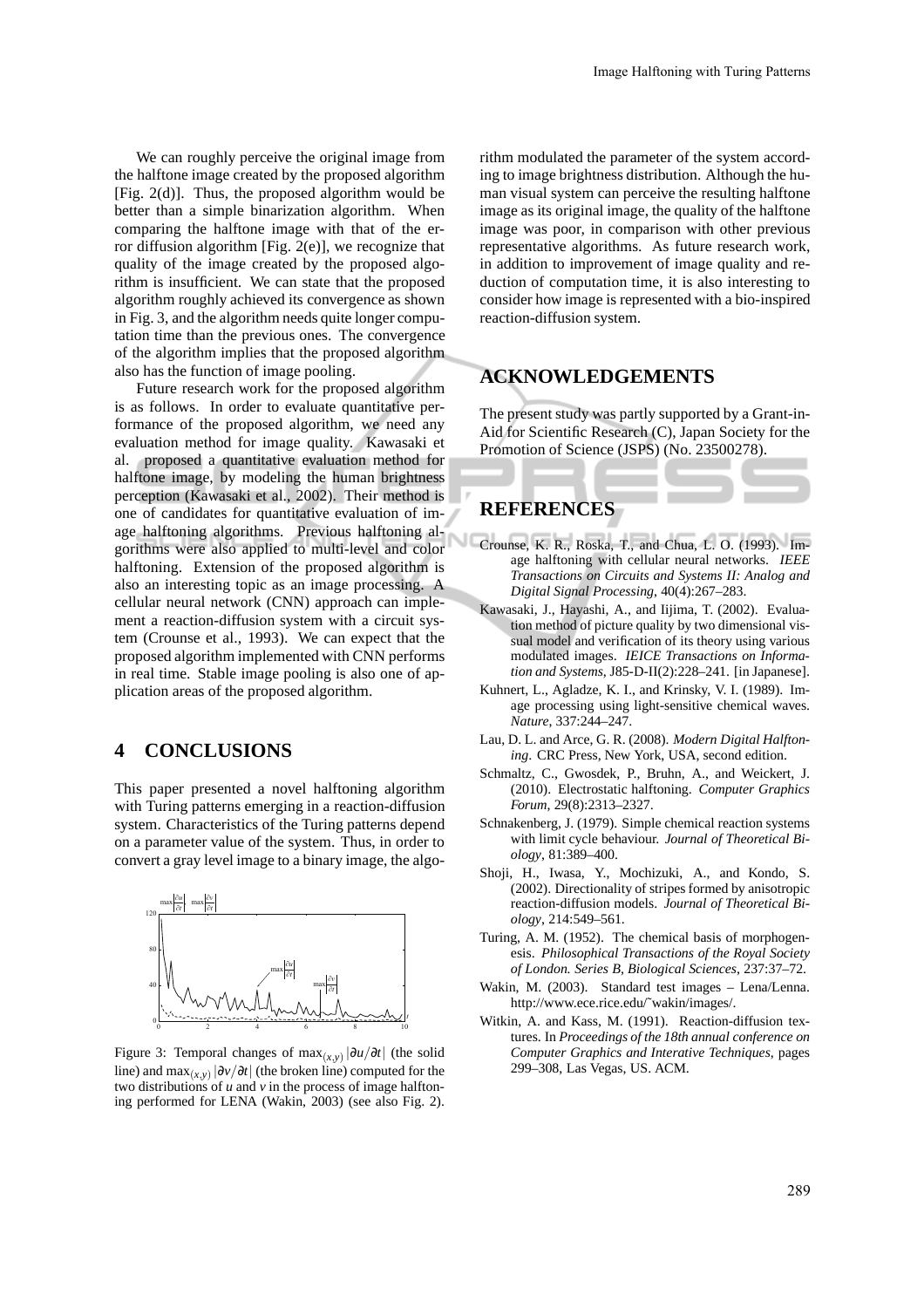We can roughly perceive the original image from the halftone image created by the proposed algorithm [Fig. 2(d)]. Thus, the proposed algorithm would be better than a simple binarization algorithm. When comparing the halftone image with that of the error diffusion algorithm [Fig. 2(e)], we recognize that quality of the image created by the proposed algorithm is insufficient. We can state that the proposed algorithm roughly achieved its convergence as shown in Fig. 3, and the algorithm needs quite longer computation time than the previous ones. The convergence of the algorithm implies that the proposed algorithm also has the function of image pooling.

Future research work for the proposed algorithm is as follows. In order to evaluate quantitative performance of the proposed algorithm, we need any evaluation method for image quality. Kawasaki et al. proposed a quantitative evaluation method for halftone image, by modeling the human brightness perception (Kawasaki et al., 2002). Their method is one of candidates for quantitative evaluation of image halftoning algorithms. Previous halftoning algorithms were also applied to multi-level and color halftoning. Extension of the proposed algorithm is also an interesting topic as an image processing. A cellular neural network (CNN) approach can implement a reaction-diffusion system with a circuit system (Crounse et al., 1993). We can expect that the proposed algorithm implemented with CNN performs in real time. Stable image pooling is also one of application areas of the proposed algorithm.

## 4 CONCLUSIONS

This paper presented a novel halftoning algorithm with Turing patterns emerging in a reaction-diffusion system. Characteristics of the Turing patterns depend on a parameter value of the system. Thus, in order to convert a gray level image to a binary image, the algorithm modulated the parameter of the system according to image brightness distribution. Although the human visual system can perceive the resulting halftone image as its original image, the quality of the halftone image was poor, in comparison with other previous representative algorithms. As future research work, in addition to improvement of image quality and reduction of computation time, it is also interesting to consider how image is represented with a bio-inspired reaction-diffusion system.

$\max\left|\frac{\partial u}{\partial t}\right|$ $\max\left|\frac{\partial v}{\partial t}\right|$

120

80

40

0

0 2 4 6 8 10

$t$

$\max\left|\frac{\partial u}{\partial t}\right|$

$\max\left|\frac{\partial v}{\partial t}\right|$

Figure 3: Temporal changes of $\max_{(x,y)} |\partial u/\partial t|$ (the solid line) and $\max_{(x,y)} |\partial v/\partial t|$ (the broken line) computed for the two distributions of $u$ and $v$ in the process of image halftoning performed for LENA (Wakin, 2003) (see also Fig. 2).

## ACKNOWLEDGEMENTS

The present study was partly supported by a Grant-in-Aid for Scientific Research (C), Japan Society for the Promotion of Science (JSPS) (No. 23500278).

## REFERENCES

Crounse, K. R., Roska, T., and Chua, L. O. (1993). Image halftoning with cellular neural networks. *IEEE Transactions on Circuits and Systems II: Analog and Digital Signal Processing*, 40(4):267–283.

Kawasaki, J., Hayashi, A., and Iijima, T. (2002). Evaluation method of picture quality by two dimensional visual model and verification of its theory using various modulated images. *IEICE Transactions on Information and Systems*, J85-D-II(2):228–241. [in Japanese].

Kuhnert, L., Agladze, K. I., and Krinsky, V. I. (1989). Image processing using light-sensitive chemical waves. *Nature*, 337:244–247.

Lau, D. L. and Arce, G. R. (2008). *Modern Digital Halftoning*. CRC Press, New York, USA, second edition.

Schmaltz, C., Gwosdek, P., Bruhn, A., and Weickert, J. (2010). Electrostatic halftoning. *Computer Graphics Forum*, 29(8):2313–2327.

Schnakenberg, J. (1979). Simple chemical reaction systems with limit cycle behaviour. *Journal of Theoretical Biology*, 81:389–400.

Shoji, H., Iwasa, Y., Mochizuki, A., and Kondo, S. (2002). Directionality of stripes formed by anisotropic reaction-diffusion models. *Journal of Theoretical Biology*, 214:549–561.

Turing, A. M. (1952). The chemical basis of morphogenesis. *Philosophical Transactions of the Royal Society of London. Series B, Biological Sciences*, 237:37–72.

Wakin, M. (2003). Standard test images – Lena/Lenna. http://www.ece.rice.edu/˜wakin/images/.

Witkin, A. and Kass, M. (1991). Reaction-diffusion textures. In *Proceedings of the 18th annual conference on Computer Graphics and Interative Techniques*, pages 299–308, Las Vegas, US. ACM.